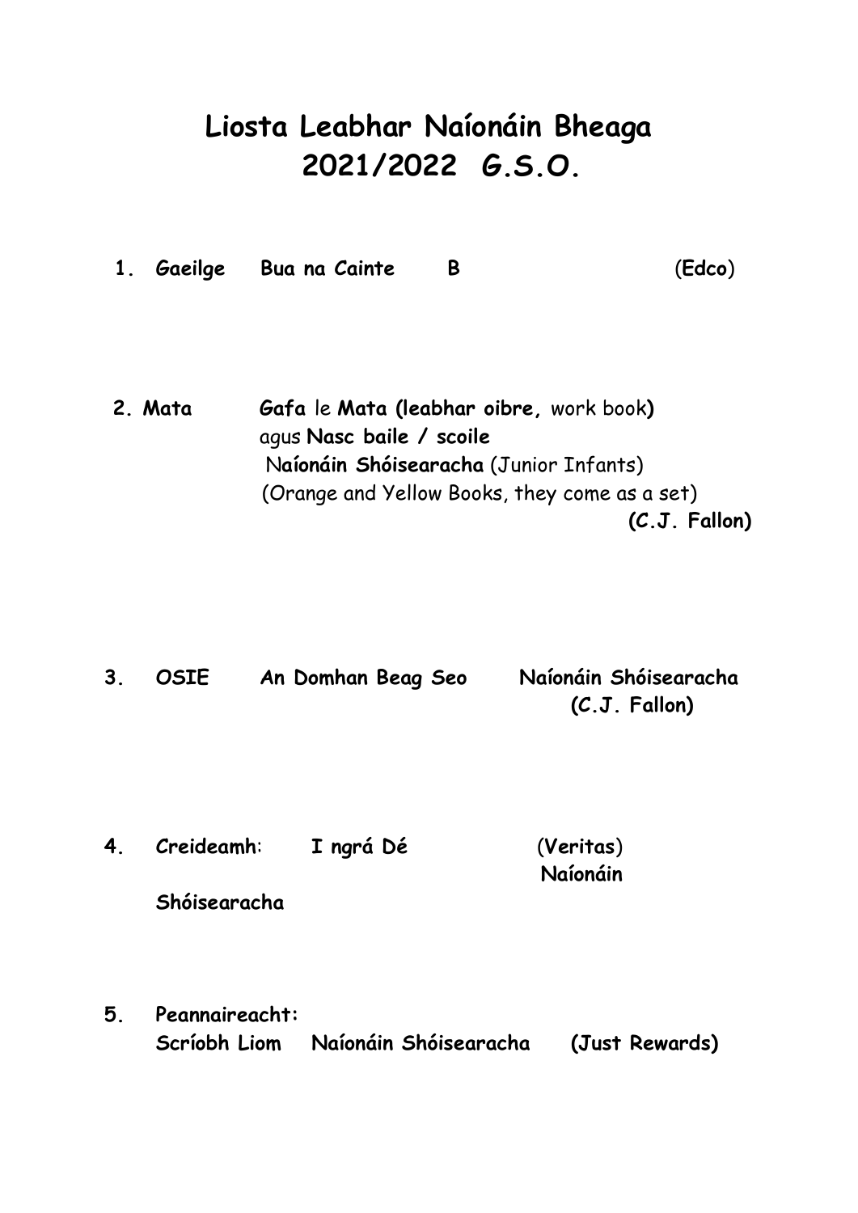# Liosta Leabhar Naíonáin Bheaga 2021/2022 *G.S.O.*

1. **Gaeilge** **Bua na Cainte** **B** (**Edco**)

2. **Mata** **Gafa** le **Mata (leabhar oibre,** work book**)**
   agus **Nasc baile / scoile**
   N**aíonáin Shóisearacha** (Junior Infants)
   (Orange and Yellow Books, they come as a set)
   **(C.J. Fallon)**

3. **OSIE** **An Domhan Beag Seo** **Naíonáin Shóisearacha**
   **(C.J. Fallon)**

4. **Creideamh**: **I ngrá Dé** (**Veritas**) **Naíonáin Shóisearacha**

5. **Peannaireacht:**
   **Scríobh Liom** **Naíonáin Shóisearacha** **(Just Rewards)**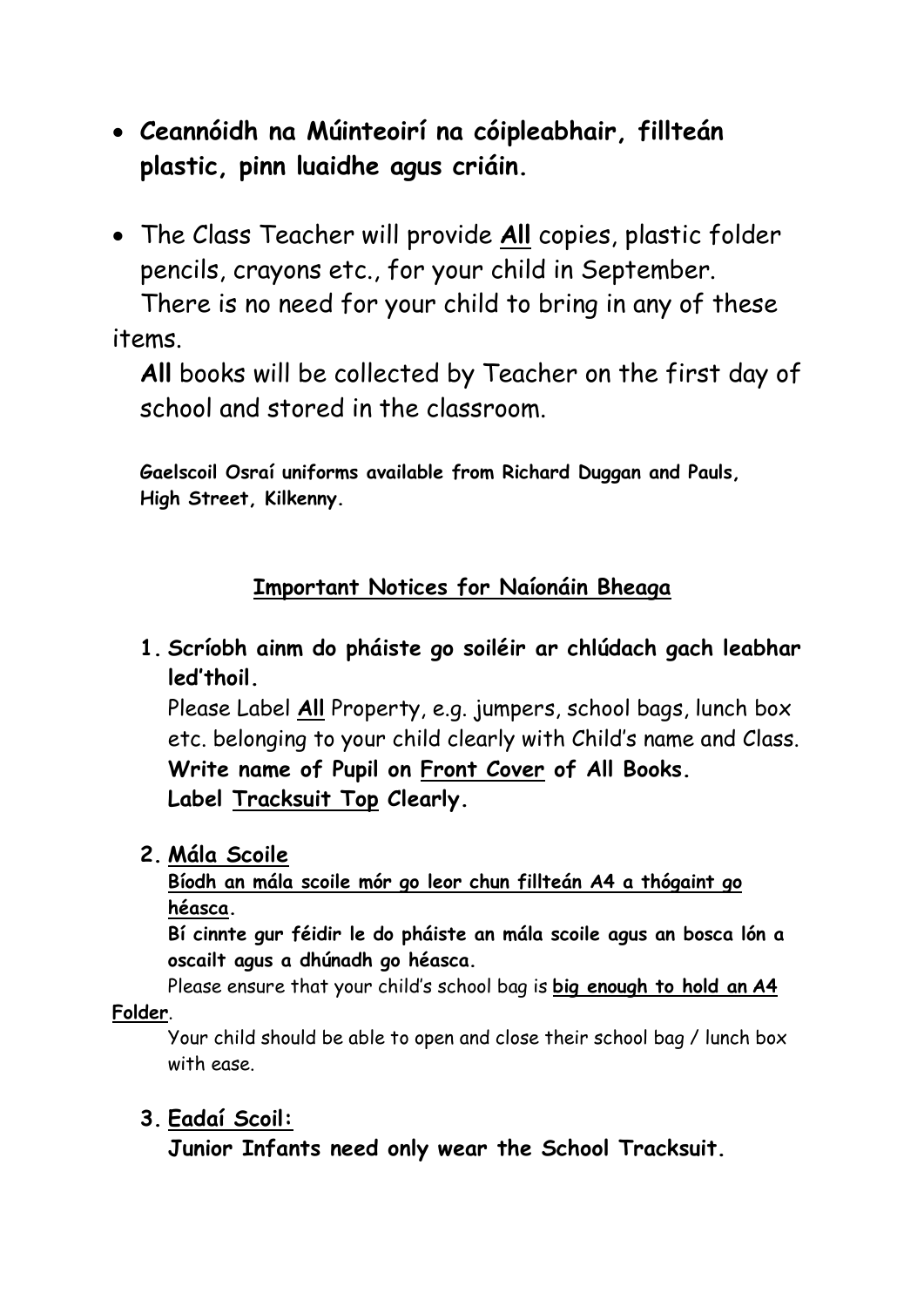- **Ceannóidh na Múinteoirí na cóipleabhair, fillteán plastic, pinn luaidhe agus criáin.**

- The Class Teacher will provide **<u>All</u>** copies, plastic folder pencils, crayons etc., for your child in September. There is no need for your child to bring in any of these items.

  **All** books will be collected by Teacher on the first day of school and stored in the classroom.

**Gaelscoil Osraí uniforms available from Richard Duggan and Pauls, High Street, Kilkenny.**

## <u>Important Notices for Naíonáin Bheaga</u>

1. **Scríobh ainm do pháiste go soiléir ar chlúdach gach leabhar led'thoil.**

   Please Label **<u>All</u>** Property, e.g. jumpers, school bags, lunch box etc. belonging to your child clearly with Child's name and Class.
   **Write name of Pupil on <u>Front Cover</u> of All Books.**
   **Label <u>Tracksuit Top</u> Clearly.**

2. **<u>Mála Scoile</u>**

   **<u>Bíodh an mála scoile mór go leor chun fillteán A4 a thógaint go héasca</u>.**

   **Bí cinnte gur féidir le do pháiste an mála scoile agus an bosca lón a oscailt agus a dhúnadh go héasca.**

   Please ensure that your child's school bag is **<u>big enough to hold an A4 Folder</u>**.

   Your child should be able to open and close their school bag / lunch box with ease.

3. **<u>Eadaí Scoil:</u>**

   **Junior Infants need only wear the School Tracksuit.**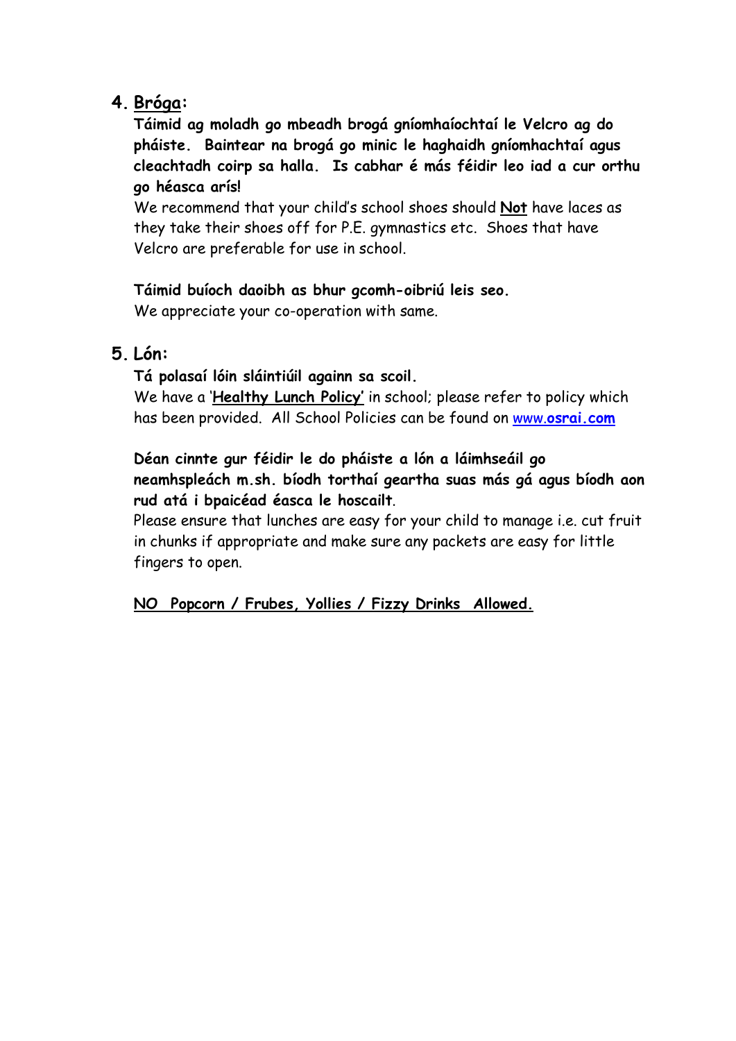4. **Bróga:**

   **Táimid ag moladh go mbeadh brogá gníomhaíochtaí le Velcro ag do pháiste. Baintear na brogá go minic le haghaidh gníomhachtaí agus cleachtadh coirp sa halla. Is cabhar é más féidir leo iad a cur orthu go héasca arís!**

   We recommend that your child's school shoes should **Not** have laces as they take their shoes off for P.E. gymnastics etc. Shoes that have Velcro are preferable for use in school.

   **Táimid buíoch daoibh as bhur gcomh-oibriú leis seo.**

   We appreciate your co-operation with same.

5. **Lón:**

   **Tá polasaí lóin sláintiúil againn sa scoil.**

   We have a '**Healthy Lunch Policy**' in school; please refer to policy which has been provided. All School Policies can be found on www.**osrai.com**

   **Déan cinnte gur féidir le do pháiste a lón a láimhseáil go neamhspleách m.sh. bíodh torthaí geartha suas más gá agus bíodh aon rud atá i bpaicéad éasca le hoscailt**.

   Please ensure that lunches are easy for your child to manage i.e. cut fruit in chunks if appropriate and make sure any packets are easy for little fingers to open.

   **NO Popcorn / Frubes, Yollies / Fizzy Drinks Allowed.**